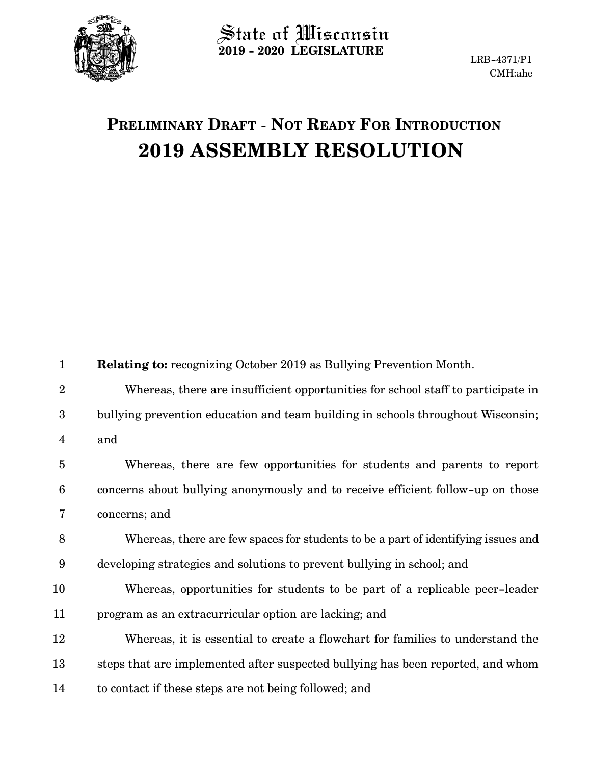State of Wisconsin
**2019 - 2020 LEGISLATURE**

LRB-4371/P1
CMH:ahe

# PRELIMINARY DRAFT - NOT READY FOR INTRODUCTION
# 2019 ASSEMBLY RESOLUTION

**Relating to:** recognizing October 2019 as Bullying Prevention Month.

Whereas, there are insufficient opportunities for school staff to participate in bullying prevention education and team building in schools throughout Wisconsin; and

Whereas, there are few opportunities for students and parents to report concerns about bullying anonymously and to receive efficient follow-up on those concerns; and

Whereas, there are few spaces for students to be a part of identifying issues and developing strategies and solutions to prevent bullying in school; and

Whereas, opportunities for students to be part of a replicable peer-leader program as an extracurricular option are lacking; and

Whereas, it is essential to create a flowchart for families to understand the steps that are implemented after suspected bullying has been reported, and whom to contact if these steps are not being followed; and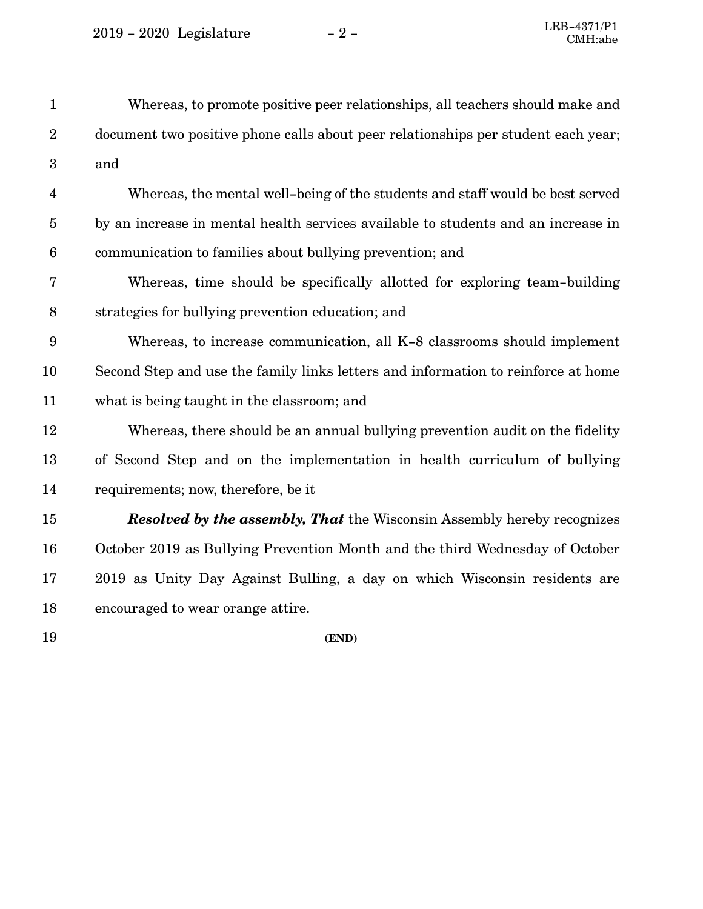Whereas, to promote positive peer relationships, all teachers should make and document two positive phone calls about peer relationships per student each year; and

Whereas, the mental well-being of the students and staff would be best served by an increase in mental health services available to students and an increase in communication to families about bullying prevention; and

Whereas, time should be specifically allotted for exploring team-building strategies for bullying prevention education; and

Whereas, to increase communication, all K-8 classrooms should implement Second Step and use the family links letters and information to reinforce at home what is being taught in the classroom; and

Whereas, there should be an annual bullying prevention audit on the fidelity of Second Step and on the implementation in health curriculum of bullying requirements; now, therefore, be it

***Resolved by the assembly, That*** the Wisconsin Assembly hereby recognizes October 2019 as Bullying Prevention Month and the third Wednesday of October 2019 as Unity Day Against Bulling, a day on which Wisconsin residents are encouraged to wear orange attire.

**(END)**